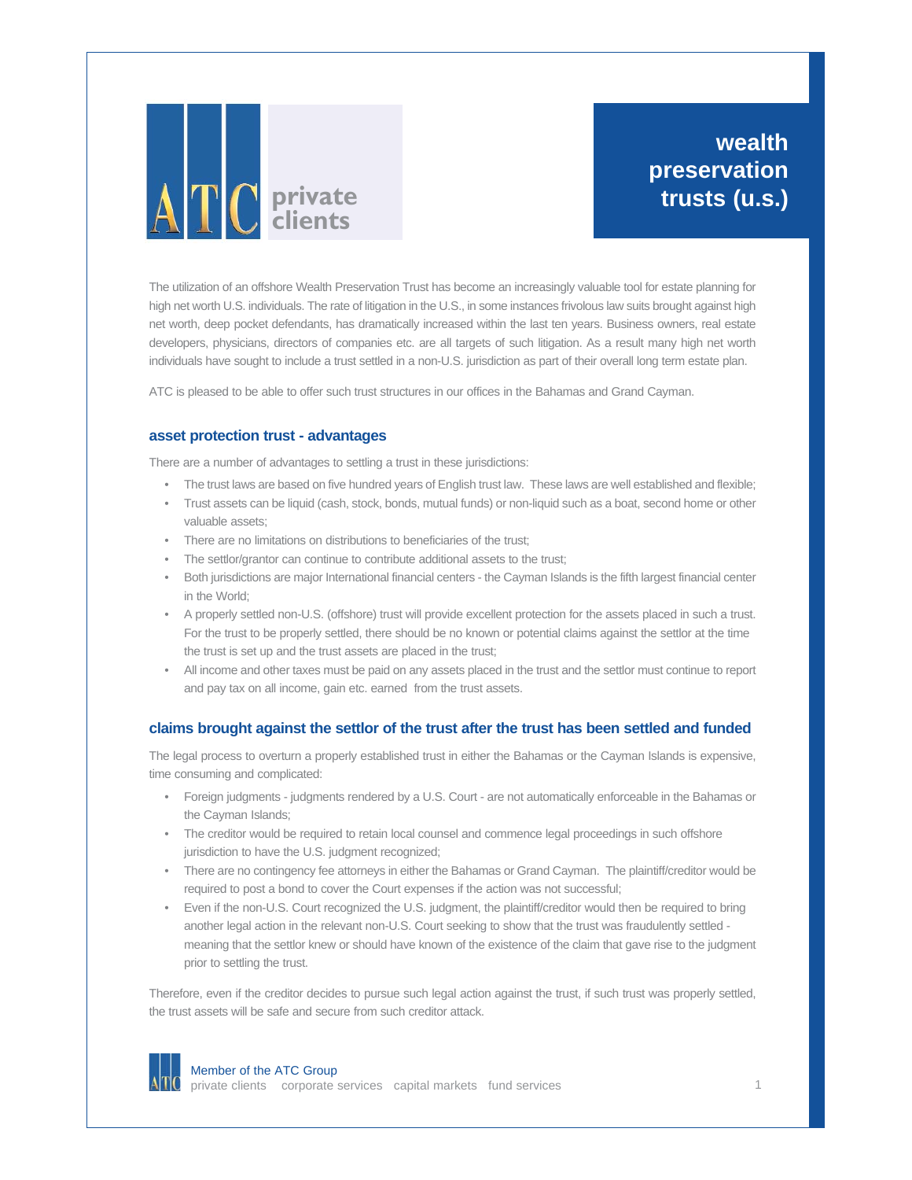ATC private clients

# wealth preservation trusts (u.s.)

The utilization of an offshore Wealth Preservation Trust has become an increasingly valuable tool for estate planning for high net worth U.S. individuals. The rate of litigation in the U.S., in some instances frivolous law suits brought against high net worth, deep pocket defendants, has dramatically increased within the last ten years. Business owners, real estate developers, physicians, directors of companies etc. are all targets of such litigation. As a result many high net worth individuals have sought to include a trust settled in a non-U.S. jurisdiction as part of their overall long term estate plan.

ATC is pleased to be able to offer such trust structures in our offices in the Bahamas and Grand Cayman.

## asset protection trust - advantages

There are a number of advantages to settling a trust in these jurisdictions:

- The trust laws are based on five hundred years of English trust law. These laws are well established and flexible;
- Trust assets can be liquid (cash, stock, bonds, mutual funds) or non-liquid such as a boat, second home or other valuable assets;
- There are no limitations on distributions to beneficiaries of the trust;
- The settlor/grantor can continue to contribute additional assets to the trust;
- Both jurisdictions are major International financial centers - the Cayman Islands is the fifth largest financial center in the World;
- A properly settled non-U.S. (offshore) trust will provide excellent protection for the assets placed in such a trust. For the trust to be properly settled, there should be no known or potential claims against the settlor at the time the trust is set up and the trust assets are placed in the trust;
- All income and other taxes must be paid on any assets placed in the trust and the settlor must continue to report and pay tax on all income, gain etc. earned from the trust assets.

## claims brought against the settlor of the trust after the trust has been settled and funded

The legal process to overturn a properly established trust in either the Bahamas or the Cayman Islands is expensive, time consuming and complicated:

- Foreign judgments - judgments rendered by a U.S. Court - are not automatically enforceable in the Bahamas or the Cayman Islands;
- The creditor would be required to retain local counsel and commence legal proceedings in such offshore jurisdiction to have the U.S. judgment recognized;
- There are no contingency fee attorneys in either the Bahamas or Grand Cayman. The plaintiff/creditor would be required to post a bond to cover the Court expenses if the action was not successful;
- Even if the non-U.S. Court recognized the U.S. judgment, the plaintiff/creditor would then be required to bring another legal action in the relevant non-U.S. Court seeking to show that the trust was fraudulently settled - meaning that the settlor knew or should have known of the existence of the claim that gave rise to the judgment prior to settling the trust.

Therefore, even if the creditor decides to pursue such legal action against the trust, if such trust was properly settled, the trust assets will be safe and secure from such creditor attack.

Member of the ATC Group
private clients corporate services capital markets fund services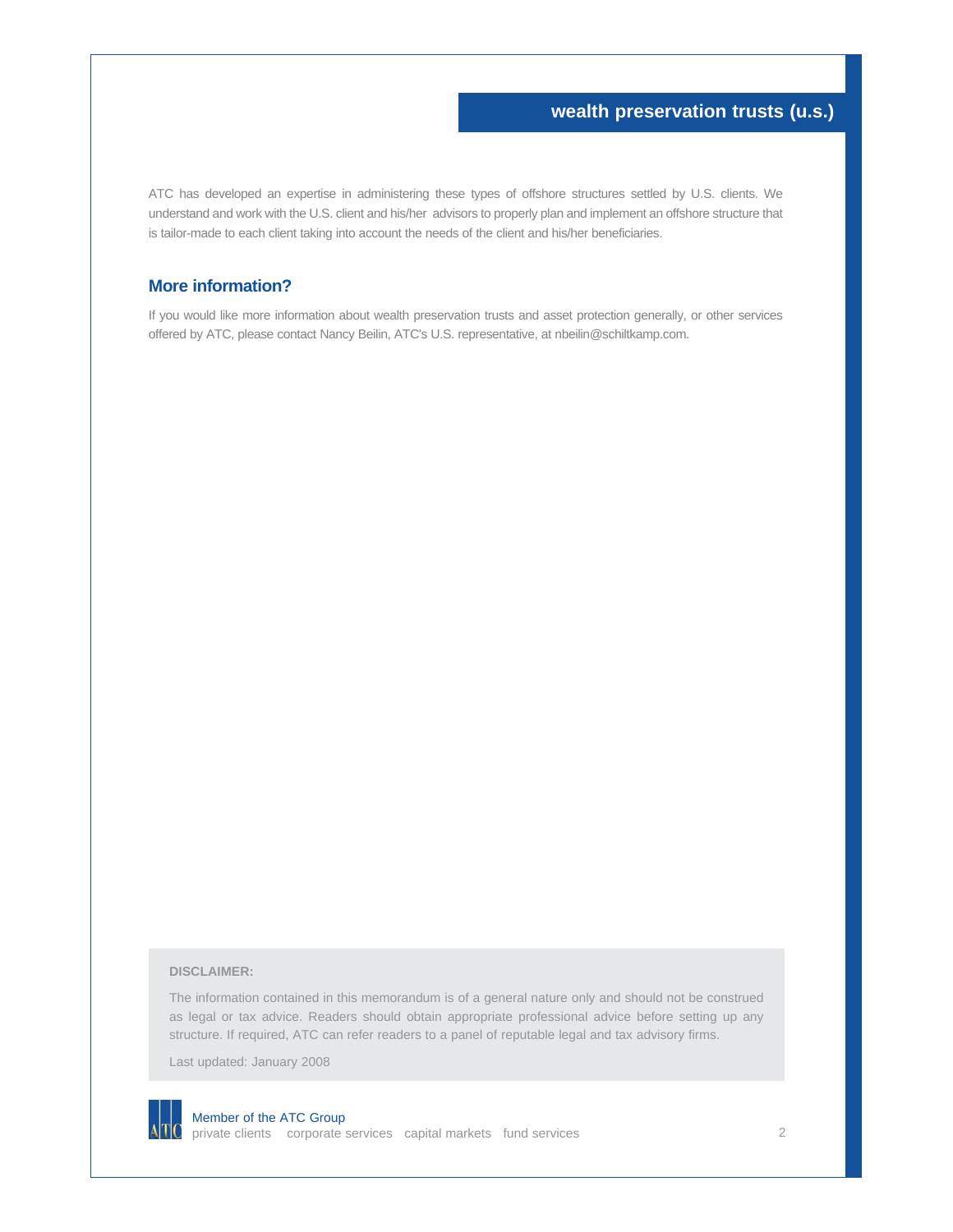ATC has developed an expertise in administering these types of offshore structures settled by U.S. clients. We understand and work with the U.S. client and his/her advisors to properly plan and implement an offshore structure that is tailor-made to each client taking into account the needs of the client and his/her beneficiaries.

## More information?

If you would like more information about wealth preservation trusts and asset protection generally, or other services offered by ATC, please contact Nancy Beilin, ATC's U.S. representative, at nbeilin@schiltkamp.com.

**DISCLAIMER:**

The information contained in this memorandum is of a general nature only and should not be construed as legal or tax advice. Readers should obtain appropriate professional advice before setting up any structure. If required, ATC can refer readers to a panel of reputable legal and tax advisory firms.

Last updated: January 2008

Member of the ATC Group
private clients corporate services capital markets fund services